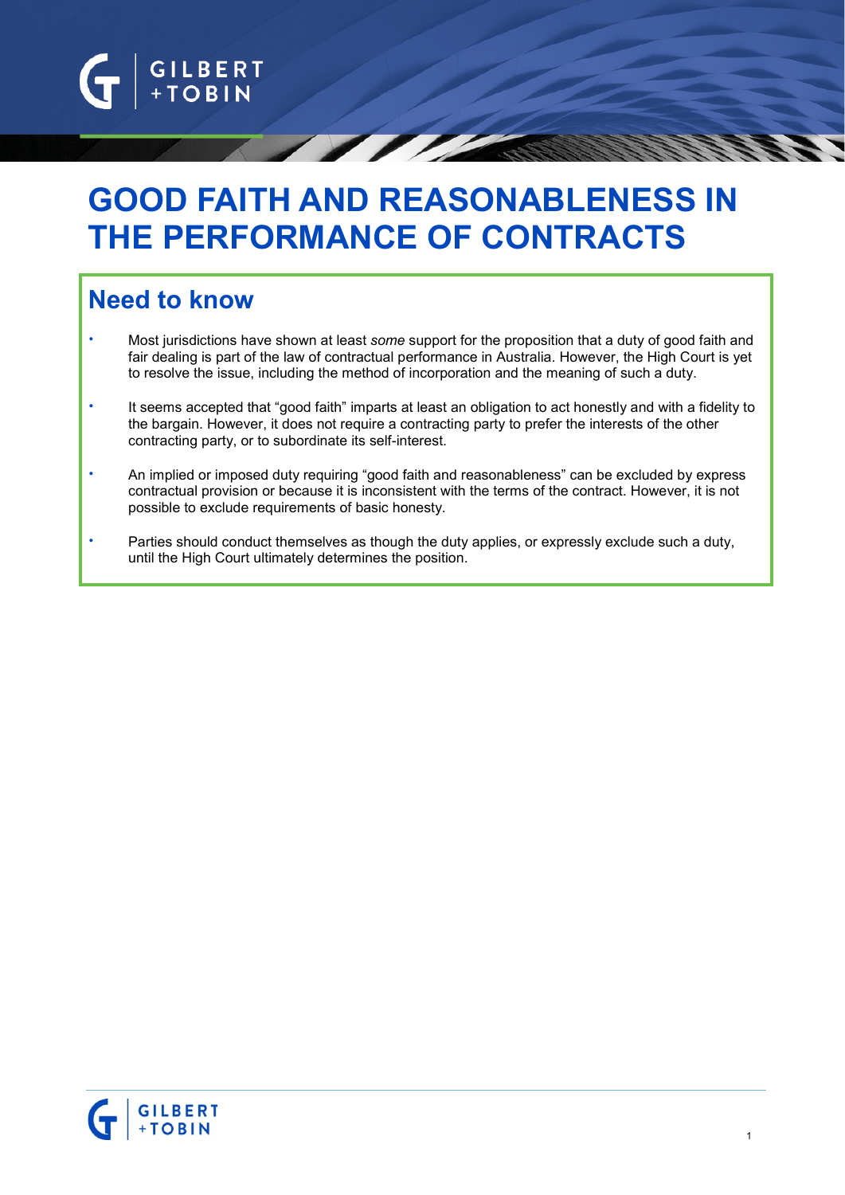# GOOD FAITH AND REASONABLENESS IN THE PERFORMANCE OF CONTRACTS

## Need to know

- Most jurisdictions have shown at least *some* support for the proposition that a duty of good faith and fair dealing is part of the law of contractual performance in Australia. However, the High Court is yet to resolve the issue, including the method of incorporation and the meaning of such a duty.
- It seems accepted that "good faith" imparts at least an obligation to act honestly and with a fidelity to the bargain. However, it does not require a contracting party to prefer the interests of the other contracting party, or to subordinate its self-interest.
- An implied or imposed duty requiring "good faith and reasonableness" can be excluded by express contractual provision or because it is inconsistent with the terms of the contract. However, it is not possible to exclude requirements of basic honesty.
- Parties should conduct themselves as though the duty applies, or expressly exclude such a duty, until the High Court ultimately determines the position.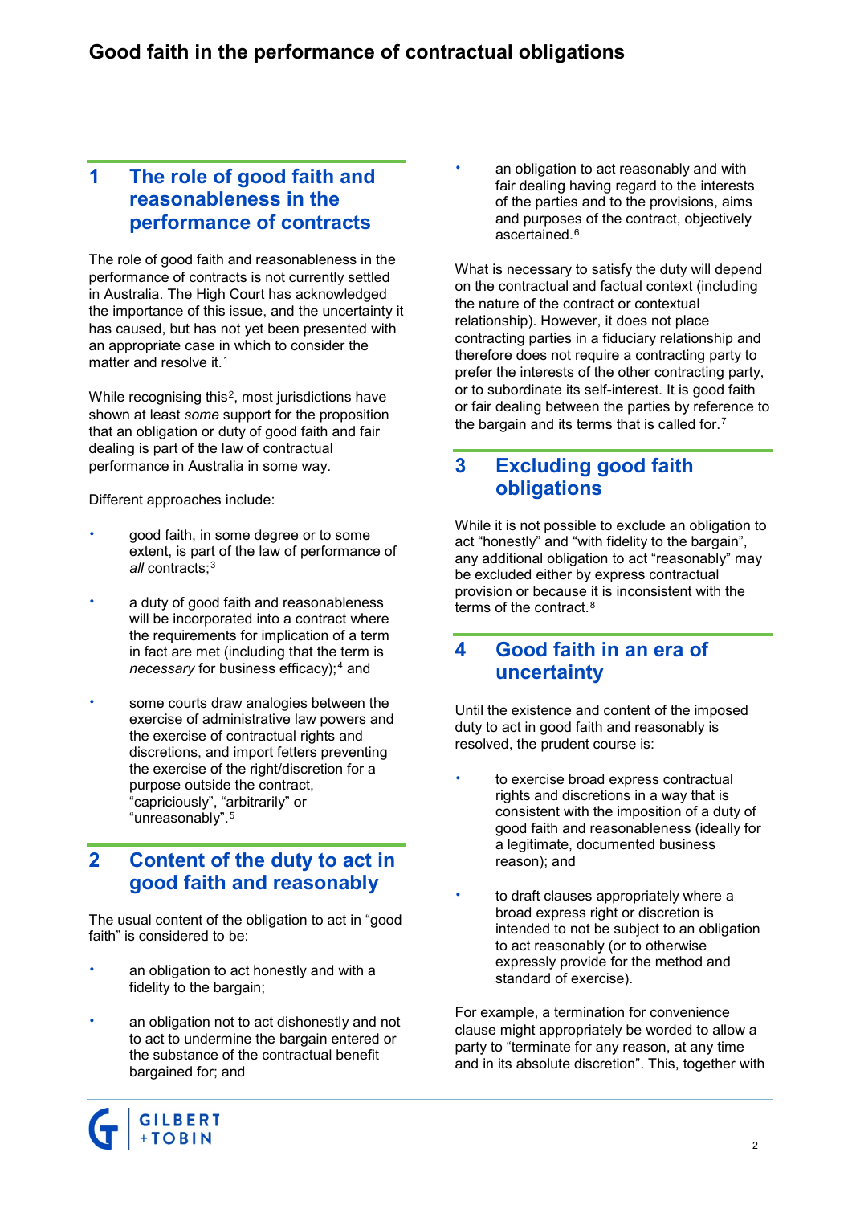# Good faith in the performance of contractual obligations

## 1 The role of good faith and reasonableness in the performance of contracts

The role of good faith and reasonableness in the performance of contracts is not currently settled in Australia. The High Court has acknowledged the importance of this issue, and the uncertainty it has caused, but has not yet been presented with an appropriate case in which to consider the matter and resolve it.[1]

While recognising this[2], most jurisdictions have shown at least *some* support for the proposition that an obligation or duty of good faith and fair dealing is part of the law of contractual performance in Australia in some way.

Different approaches include:

- good faith, in some degree or to some extent, is part of the law of performance of *all* contracts;[3]
- a duty of good faith and reasonableness will be incorporated into a contract where the requirements for implication of a term in fact are met (including that the term is *necessary* for business efficacy);[4] and
- some courts draw analogies between the exercise of administrative law powers and the exercise of contractual rights and discretions, and import fetters preventing the exercise of the right/discretion for a purpose outside the contract, "capriciously", "arbitrarily" or "unreasonably".[5]

## 2 Content of the duty to act in good faith and reasonably

The usual content of the obligation to act in "good faith" is considered to be:

- an obligation to act honestly and with a fidelity to the bargain;
- an obligation not to act dishonestly and not to act to undermine the bargain entered or the substance of the contractual benefit bargained for; and
- an obligation to act reasonably and with fair dealing having regard to the interests of the parties and to the provisions, aims and purposes of the contract, objectively ascertained.[6]

What is necessary to satisfy the duty will depend on the contractual and factual context (including the nature of the contract or contextual relationship). However, it does not place contracting parties in a fiduciary relationship and therefore does not require a contracting party to prefer the interests of the other contracting party, or to subordinate its self-interest. It is good faith or fair dealing between the parties by reference to the bargain and its terms that is called for.[7]

## 3 Excluding good faith obligations

While it is not possible to exclude an obligation to act "honestly" and "with fidelity to the bargain", any additional obligation to act "reasonably" may be excluded either by express contractual provision or because it is inconsistent with the terms of the contract.[8]

## 4 Good faith in an era of uncertainty

Until the existence and content of the imposed duty to act in good faith and reasonably is resolved, the prudent course is:

- to exercise broad express contractual rights and discretions in a way that is consistent with the imposition of a duty of good faith and reasonableness (ideally for a legitimate, documented business reason); and
- to draft clauses appropriately where a broad express right or discretion is intended to not be subject to an obligation to act reasonably (or to otherwise expressly provide for the method and standard of exercise).

For example, a termination for convenience clause might appropriately be worded to allow a party to "terminate for any reason, at any time and in its absolute discretion". This, together with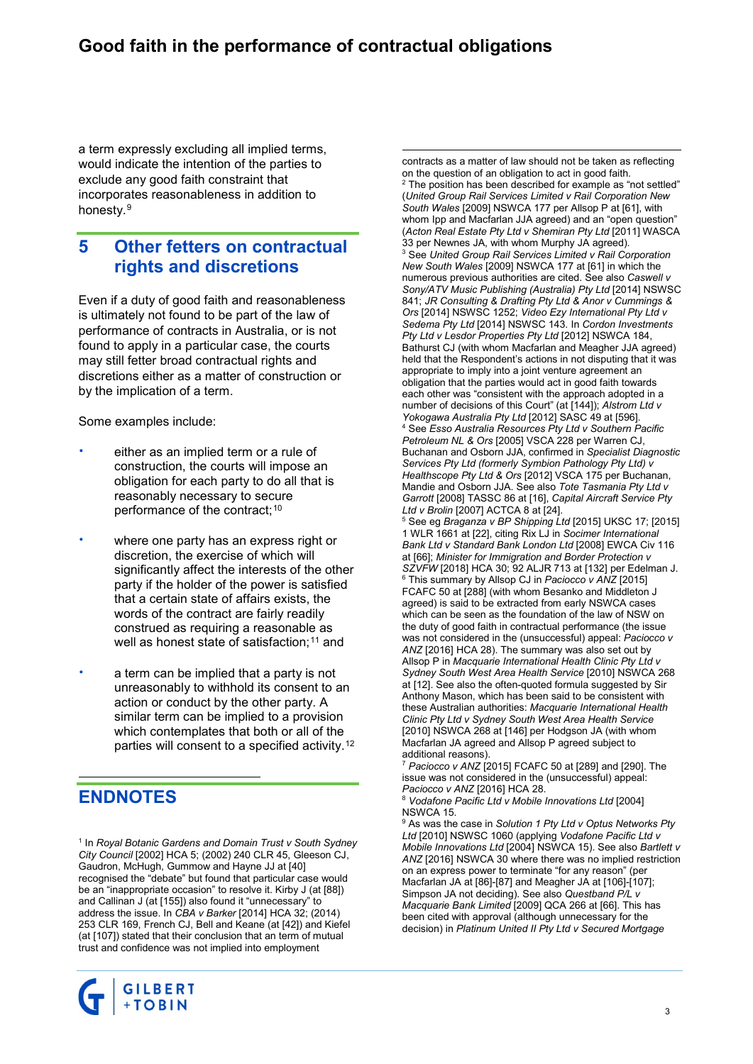a term expressly excluding all implied terms, would indicate the intention of the parties to exclude any good faith constraint that incorporates reasonableness in addition to honesty.[9]

## 5 Other fetters on contractual rights and discretions

Even if a duty of good faith and reasonableness is ultimately not found to be part of the law of performance of contracts in Australia, or is not found to apply in a particular case, the courts may still fetter broad contractual rights and discretions either as a matter of construction or by the implication of a term.

Some examples include:

- either as an implied term or a rule of construction, the courts will impose an obligation for each party to do all that is reasonably necessary to secure performance of the contract;[10]
- where one party has an express right or discretion, the exercise of which will significantly affect the interests of the other party if the holder of the power is satisfied that a certain state of affairs exists, the words of the contract are fairly readily construed as requiring a reasonable as well as honest state of satisfaction;[11] and
- a term can be implied that a party is not unreasonably to withhold its consent to an action or conduct by the other party. A similar term can be implied to a provision which contemplates that both or all of the parties will consent to a specified activity.[12]

## ENDNOTES

[1] In *Royal Botanic Gardens and Domain Trust v South Sydney City Council* [2002] HCA 5; (2002) 240 CLR 45, Gleeson CJ, Gaudron, McHugh, Gummow and Hayne JJ at [40] recognised the "debate" but found that particular case would be an "inappropriate occasion" to resolve it. Kirby J (at [88]) and Callinan J (at [155]) also found it "unnecessary" to address the issue. In *CBA v Barker* [2014] HCA 32; (2014) 253 CLR 169, French CJ, Bell and Keane (at [42]) and Kiefel (at [107]) stated that their conclusion that an term of mutual trust and confidence was not implied into employment contracts as a matter of law should not be taken as reflecting on the question of an obligation to act in good faith.

[2] The position has been described for example as "not settled" (*United Group Rail Services Limited v Rail Corporation New South Wales* [2009] NSWCA 177 per Allsop P at [61], with whom Ipp and Macfarlan JJA agreed) and an "open question" (*Acton Real Estate Pty Ltd v Shemiran Pty Ltd* [2011] WASCA 33 per Newnes JA, with whom Murphy JA agreed).

[3] See *United Group Rail Services Limited v Rail Corporation New South Wales* [2009] NSWCA 177 at [61] in which the numerous previous authorities are cited. See also *Caswell v Sony/ATV Music Publishing (Australia) Pty Ltd* [2014] NSWSC 841; *JR Consulting & Drafting Pty Ltd & Anor v Cummings & Ors* [2014] NSWSC 1252; *Video Ezy International Pty Ltd v Sedema Pty Ltd* [2014] NSWSC 143. In *Cordon Investments Pty Ltd v Lesdor Properties Pty Ltd* [2012] NSWCA 184, Bathurst CJ (with whom Macfarlan and Meagher JJA agreed) held that the Respondent's actions in not disputing that it was appropriate to imply into a joint venture agreement an obligation that the parties would act in good faith towards each other was "consistent with the approach adopted in a number of decisions of this Court" (at [144]); *Alstrom Ltd v Yokogawa Australia Pty Ltd* [2012] SASC 49 at [596].

[4] See *Esso Australia Resources Pty Ltd v Southern Pacific Petroleum NL & Ors* [2005] VSCA 228 per Warren CJ, Buchanan and Osborn JJA, confirmed in *Specialist Diagnostic Services Pty Ltd (formerly Symbion Pathology Pty Ltd) v Healthscope Pty Ltd & Ors* [2012] VSCA 175 per Buchanan, Mandie and Osborn JJA. See also *Tote Tasmania Pty Ltd v Garrott* [2008] TASSC 86 at [16], *Capital Aircraft Service Pty Ltd v Brolin* [2007] ACTCA 8 at [24].

[5] See eg *Braganza v BP Shipping Ltd* [2015] UKSC 17; [2015] 1 WLR 1661 at [22], citing Rix LJ in *Socimer International Bank Ltd v Standard Bank London Ltd* [2008] EWCA Civ 116 at [66]; *Minister for Immigration and Border Protection v SZVFW* [2018] HCA 30; 92 ALJR 713 at [132] per Edelman J.

[6] This summary by Allsop CJ in *Paciocco v ANZ* [2015] FCAFC 50 at [288] (with whom Besanko and Middleton J agreed) is said to be extracted from early NSWCA cases which can be seen as the foundation of the law of NSW on the duty of good faith in contractual performance (the issue was not considered in the (unsuccessful) appeal: *Paciocco v ANZ* [2016] HCA 28). The summary was also set out by Allsop P in *Macquarie International Health Clinic Pty Ltd v Sydney South West Area Health Service* [2010] NSWCA 268 at [12]. See also the often-quoted formula suggested by Sir Anthony Mason, which has been said to be consistent with these Australian authorities: *Macquarie International Health Clinic Pty Ltd v Sydney South West Area Health Service* [2010] NSWCA 268 at [146] per Hodgson JA (with whom Macfarlan JA agreed and Allsop P agreed subject to additional reasons).

[7] *Paciocco v ANZ* [2015] FCAFC 50 at [289] and [290]. The issue was not considered in the (unsuccessful) appeal: *Paciocco v ANZ* [2016] HCA 28.

[8] *Vodafone Pacific Ltd v Mobile Innovations Ltd* [2004] NSWCA 15.

[9] As was the case in *Solution 1 Pty Ltd v Optus Networks Pty Ltd* [2010] NSWSC 1060 (applying *Vodafone Pacific Ltd v Mobile Innovations Ltd* [2004] NSWCA 15). See also *Bartlett v ANZ* [2016] NSWCA 30 where there was no implied restriction on an express power to terminate "for any reason" (per Macfarlan JA at [86]-[87] and Meagher JA at [106]-[107]; Simpson JA not deciding). See also *Questband P/L v Macquarie Bank Limited* [2009] QCA 266 at [66]. This has been cited with approval (although unnecessary for the decision) in *Platinum United II Pty Ltd v Secured Mortgage*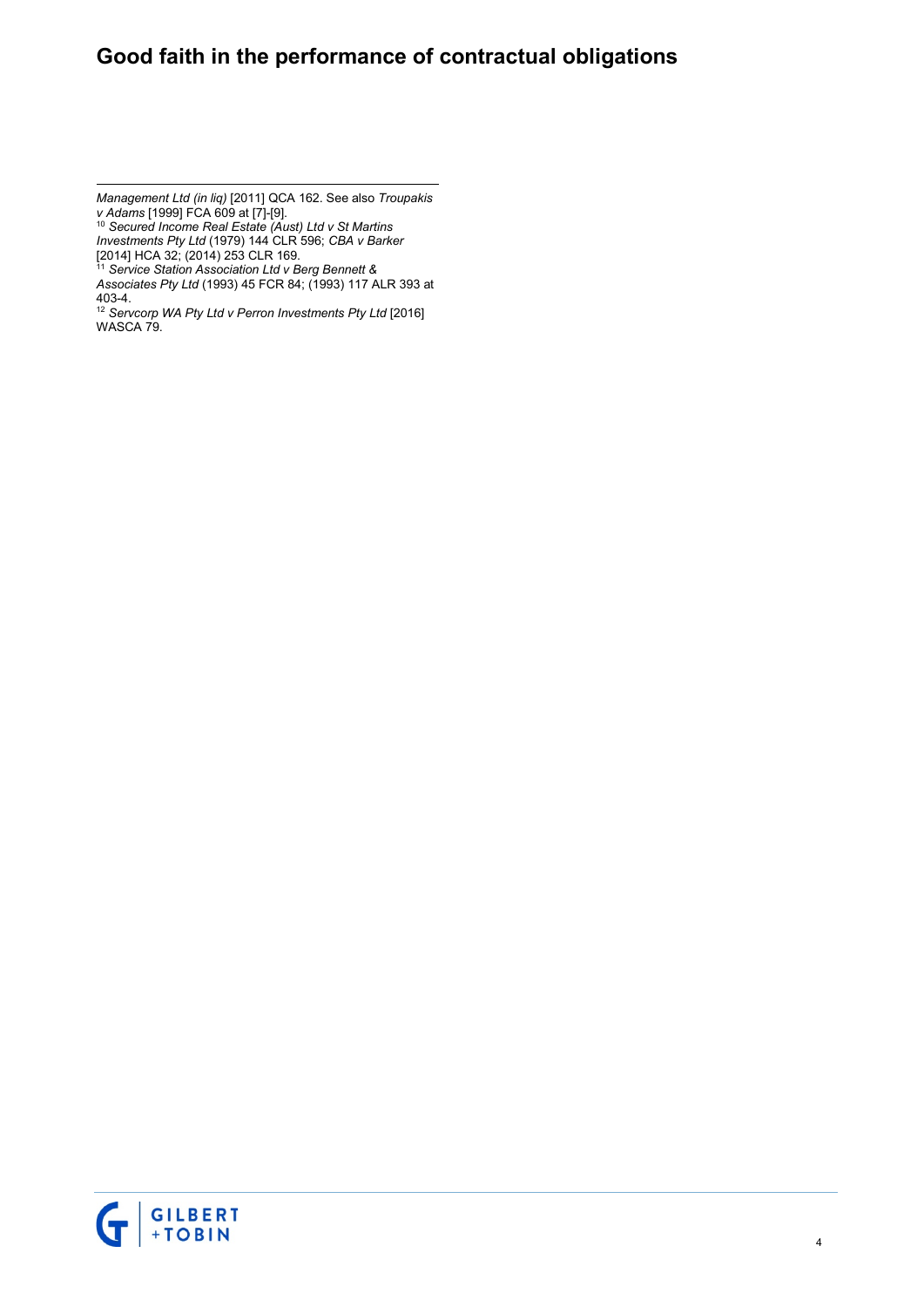*Management Ltd (in liq)* [2011] QCA 162. See also *Troupakis v Adams* [1999] FCA 609 at [7]-[9].

[10] *Secured Income Real Estate (Aust) Ltd v St Martins Investments Pty Ltd* (1979) 144 CLR 596; *CBA v Barker* [2014] HCA 32; (2014) 253 CLR 169.

[11] *Service Station Association Ltd v Berg Bennett & Associates Pty Ltd* (1993) 45 FCR 84; (1993) 117 ALR 393 at 403-4.

[12] *Servcorp WA Pty Ltd v Perron Investments Pty Ltd* [2016] WASCA 79.